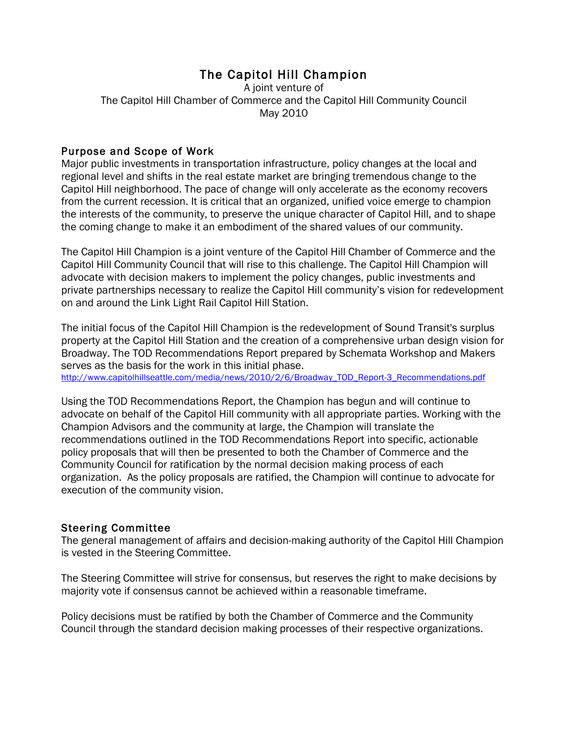# The Capitol Hill Champion

A joint venture of
The Capitol Hill Chamber of Commerce and the Capitol Hill Community Council
May 2010

## Purpose and Scope of Work

Major public investments in transportation infrastructure, policy changes at the local and regional level and shifts in the real estate market are bringing tremendous change to the Capitol Hill neighborhood. The pace of change will only accelerate as the economy recovers from the current recession. It is critical that an organized, unified voice emerge to champion the interests of the community, to preserve the unique character of Capitol Hill, and to shape the coming change to make it an embodiment of the shared values of our community.

The Capitol Hill Champion is a joint venture of the Capitol Hill Chamber of Commerce and the Capitol Hill Community Council that will rise to this challenge. The Capitol Hill Champion will advocate with decision makers to implement the policy changes, public investments and private partnerships necessary to realize the Capitol Hill community's vision for redevelopment on and around the Link Light Rail Capitol Hill Station.

The initial focus of the Capitol Hill Champion is the redevelopment of Sound Transit's surplus property at the Capitol Hill Station and the creation of a comprehensive urban design vision for Broadway. The TOD Recommendations Report prepared by Schemata Workshop and Makers serves as the basis for the work in this initial phase.
http://www.capitolhillseattle.com/media/news/2010/2/6/Broadway_TOD_Report-3_Recommendations.pdf

Using the TOD Recommendations Report, the Champion has begun and will continue to advocate on behalf of the Capitol Hill community with all appropriate parties. Working with the Champion Advisors and the community at large, the Champion will translate the recommendations outlined in the TOD Recommendations Report into specific, actionable policy proposals that will then be presented to both the Chamber of Commerce and the Community Council for ratification by the normal decision making process of each organization. As the policy proposals are ratified, the Champion will continue to advocate for execution of the community vision.

## Steering Committee

The general management of affairs and decision-making authority of the Capitol Hill Champion is vested in the Steering Committee.

The Steering Committee will strive for consensus, but reserves the right to make decisions by majority vote if consensus cannot be achieved within a reasonable timeframe.

Policy decisions must be ratified by both the Chamber of Commerce and the Community Council through the standard decision making processes of their respective organizations.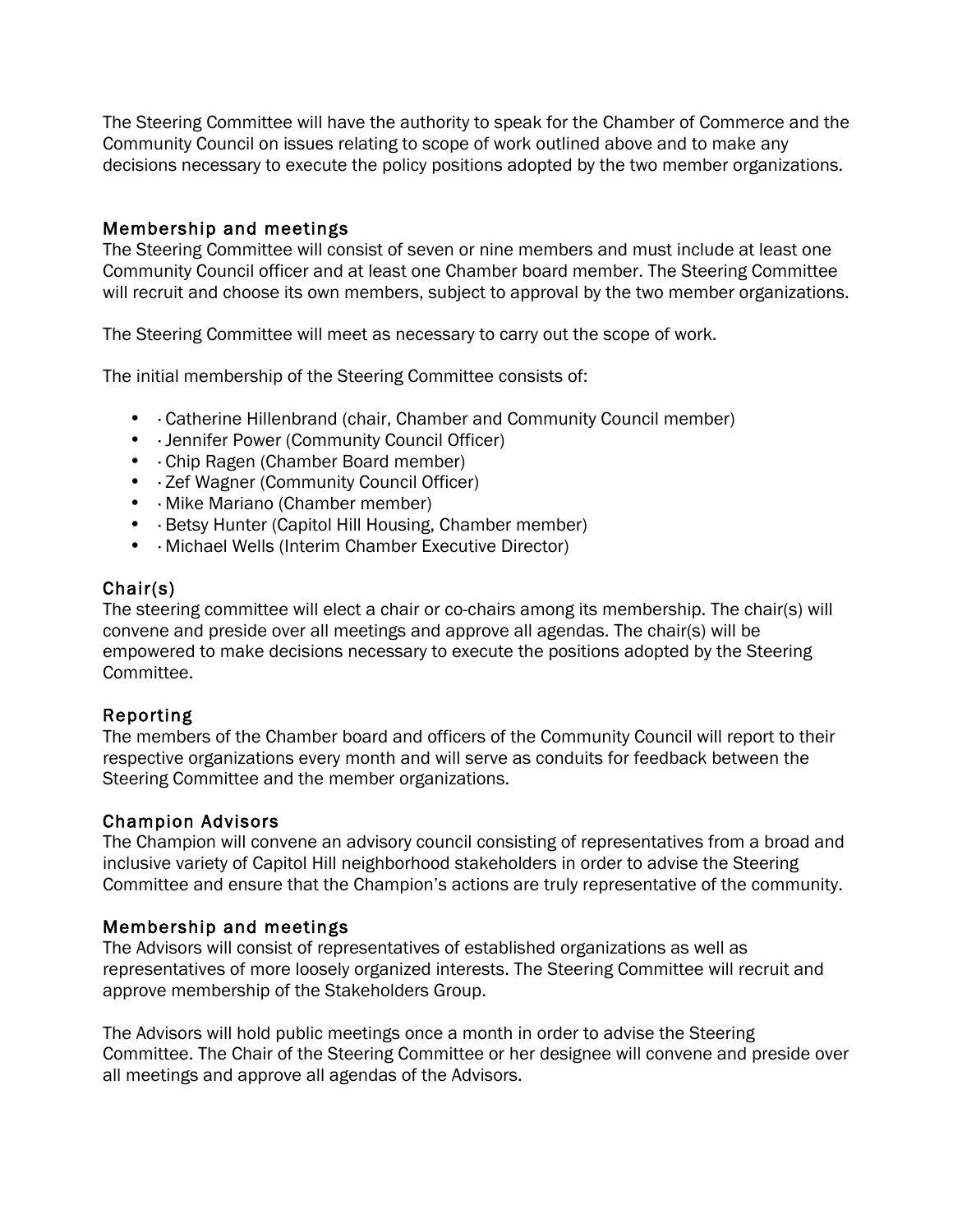The Steering Committee will have the authority to speak for the Chamber of Commerce and the Community Council on issues relating to scope of work outlined above and to make any decisions necessary to execute the policy positions adopted by the two member organizations.

### Membership and meetings

The Steering Committee will consist of seven or nine members and must include at least one Community Council officer and at least one Chamber board member. The Steering Committee will recruit and choose its own members, subject to approval by the two member organizations.

The Steering Committee will meet as necessary to carry out the scope of work.

The initial membership of the Steering Committee consists of:

- · Catherine Hillenbrand (chair, Chamber and Community Council member)
- · Jennifer Power (Community Council Officer)
- · Chip Ragen (Chamber Board member)
- · Zef Wagner (Community Council Officer)
- · Mike Mariano (Chamber member)
- · Betsy Hunter (Capitol Hill Housing, Chamber member)
- · Michael Wells (Interim Chamber Executive Director)

### Chair(s)

The steering committee will elect a chair or co-chairs among its membership. The chair(s) will convene and preside over all meetings and approve all agendas. The chair(s) will be empowered to make decisions necessary to execute the positions adopted by the Steering Committee.

### Reporting

The members of the Chamber board and officers of the Community Council will report to their respective organizations every month and will serve as conduits for feedback between the Steering Committee and the member organizations.

### Champion Advisors

The Champion will convene an advisory council consisting of representatives from a broad and inclusive variety of Capitol Hill neighborhood stakeholders in order to advise the Steering Committee and ensure that the Champion's actions are truly representative of the community.

### Membership and meetings

The Advisors will consist of representatives of established organizations as well as representatives of more loosely organized interests. The Steering Committee will recruit and approve membership of the Stakeholders Group.

The Advisors will hold public meetings once a month in order to advise the Steering Committee. The Chair of the Steering Committee or her designee will convene and preside over all meetings and approve all agendas of the Advisors.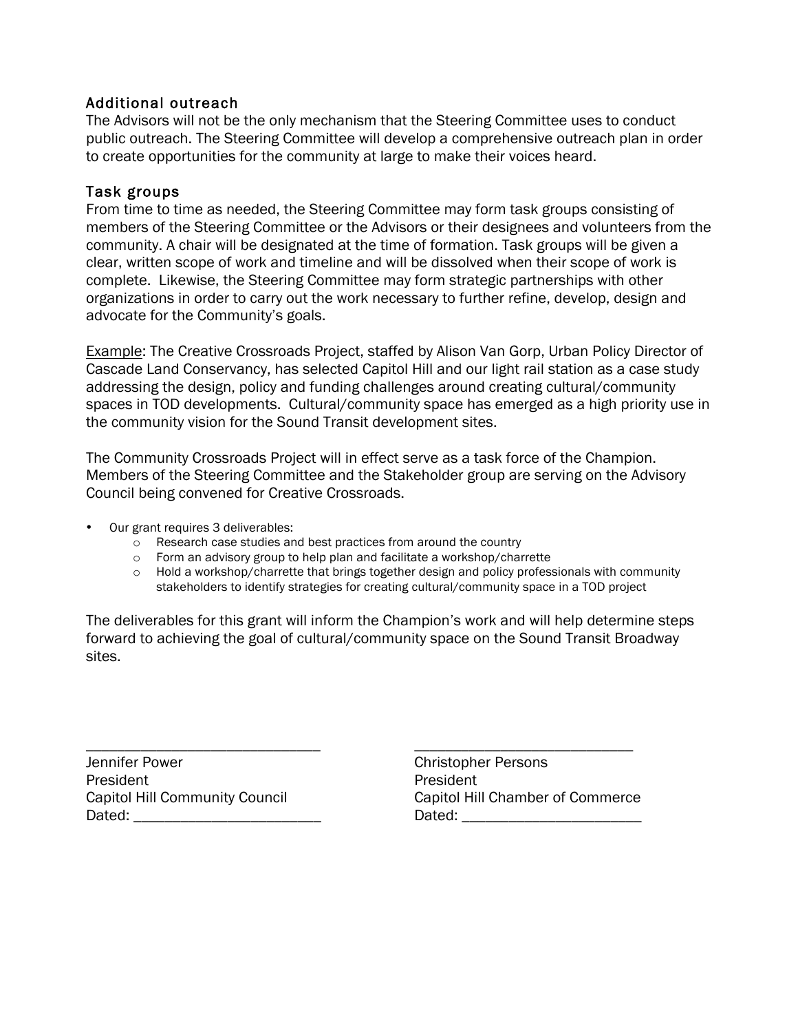## Additional outreach

The Advisors will not be the only mechanism that the Steering Committee uses to conduct public outreach. The Steering Committee will develop a comprehensive outreach plan in order to create opportunities for the community at large to make their voices heard.

## Task groups

From time to time as needed, the Steering Committee may form task groups consisting of members of the Steering Committee or the Advisors or their designees and volunteers from the community. A chair will be designated at the time of formation. Task groups will be given a clear, written scope of work and timeline and will be dissolved when their scope of work is complete. Likewise, the Steering Committee may form strategic partnerships with other organizations in order to carry out the work necessary to further refine, develop, design and advocate for the Community's goals.

Example: The Creative Crossroads Project, staffed by Alison Van Gorp, Urban Policy Director of Cascade Land Conservancy, has selected Capitol Hill and our light rail station as a case study addressing the design, policy and funding challenges around creating cultural/community spaces in TOD developments. Cultural/community space has emerged as a high priority use in the community vision for the Sound Transit development sites.

The Community Crossroads Project will in effect serve as a task force of the Champion. Members of the Steering Committee and the Stakeholder group are serving on the Advisory Council being convened for Creative Crossroads.

- Our grant requires 3 deliverables:
  - Research case studies and best practices from around the country
  - Form an advisory group to help plan and facilitate a workshop/charrette
  - Hold a workshop/charrette that brings together design and policy professionals with community stakeholders to identify strategies for creating cultural/community space in a TOD project

The deliverables for this grant will inform the Champion's work and will help determine steps forward to achieving the goal of cultural/community space on the Sound Transit Broadway sites.

______________________________

Jennifer Power
President
Capitol Hill Community Council
Dated: ________________________

______________________________

Christopher Persons
President
Capitol Hill Chamber of Commerce
Dated: ________________________